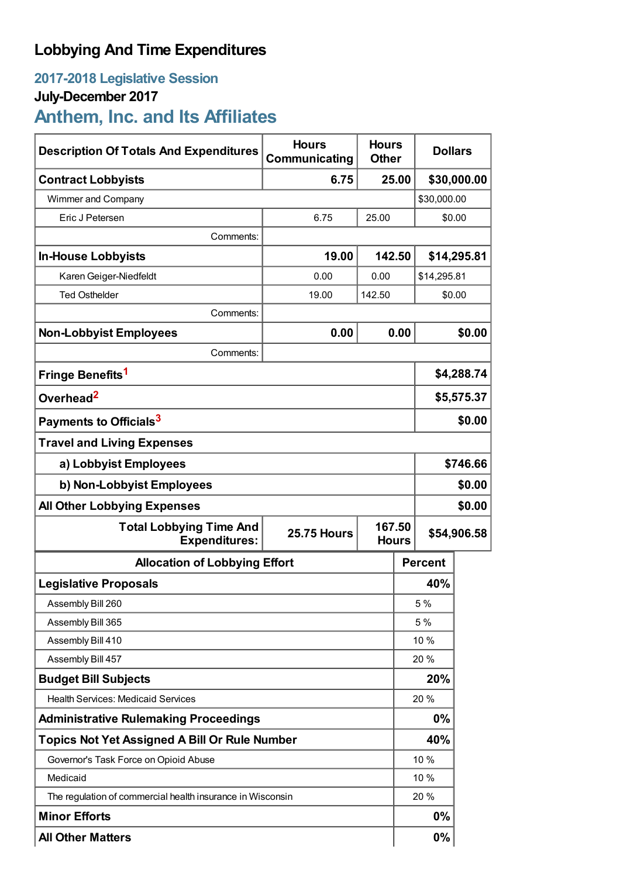# Lobbying And Time Expenditures

## 2017-2018 Legislative Session

### July-December 2017

## Anthem, Inc. and Its Affiliates

| Description Of Totals And Expenditures | Hours Communicating | Hours Other | Dollars |
|---|---|---|---|
| **Contract Lobbyists** | **6.75** | **25.00** | **$30,000.00** |
| Wimmer and Company | | | $30,000.00 |
| Eric J Petersen | 6.75 | 25.00 | $0.00 |
| Comments: | | | |
| **In-House Lobbyists** | **19.00** | **142.50** | **$14,295.81** |
| Karen Geiger-Niedfeldt | 0.00 | 0.00 | $14,295.81 |
| Ted Osthelder | 19.00 | 142.50 | $0.00 |
| Comments: | | | |
| **Non-Lobbyist Employees** | **0.00** | **0.00** | **$0.00** |
| Comments: | | | |
| **Fringe Benefits**[1] | | | **$4,288.74** |
| **Overhead**[2] | | | **$5,575.37** |
| **Payments to Officials**[3] | | | **$0.00** |
| **Travel and Living Expenses** | | | |
| **a) Lobbyist Employees** | | | **$746.66** |
| **b) Non-Lobbyist Employees** | | | **$0.00** |
| **All Other Lobbying Expenses** | | | **$0.00** |
| **Total Lobbying Time And Expenditures:** | **25.75 Hours** | **167.50 Hours** | **$54,906.58** |

| Allocation of Lobbying Effort | Percent |
|---|---|
| **Legislative Proposals** | **40%** |
| Assembly Bill 260 | 5 % |
| Assembly Bill 365 | 5 % |
| Assembly Bill 410 | 10 % |
| Assembly Bill 457 | 20 % |
| **Budget Bill Subjects** | **20%** |
| Health Services: Medicaid Services | 20 % |
| **Administrative Rulemaking Proceedings** | **0%** |
| **Topics Not Yet Assigned A Bill Or Rule Number** | **40%** |
| Governor's Task Force on Opioid Abuse | 10 % |
| Medicaid | 10 % |
| The regulation of commercial health insurance in Wisconsin | 20 % |
| **Minor Efforts** | **0%** |
| **All Other Matters** | **0%** |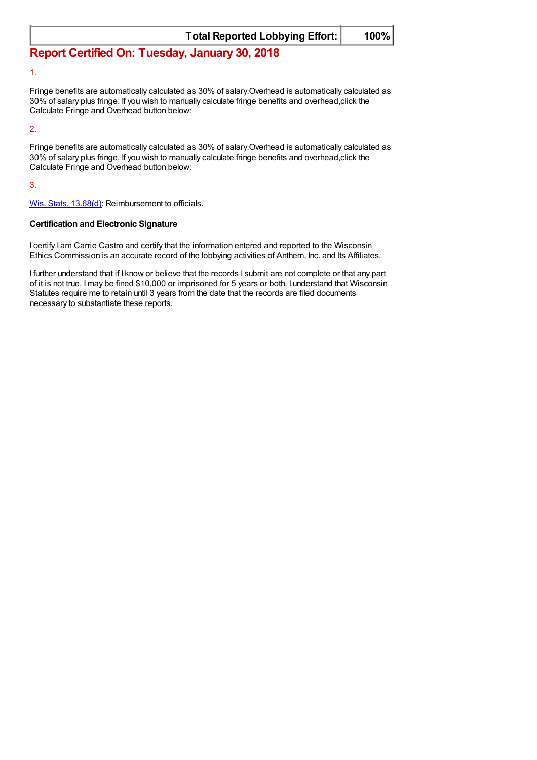| | |
|---|---|
| **Total Reported Lobbying Effort:** | **100%** |

## Report Certified On: Tuesday, January 30, 2018

1.

Fringe benefits are automatically calculated as 30% of salary.Overhead is automatically calculated as 30% of salary plus fringe. If you wish to manually calculate fringe benefits and overhead,click the Calculate Fringe and Overhead button below:

2.

Fringe benefits are automatically calculated as 30% of salary.Overhead is automatically calculated as 30% of salary plus fringe. If you wish to manually calculate fringe benefits and overhead,click the Calculate Fringe and Overhead button below:

3.

Wis. Stats. 13.68(d): Reimbursement to officials.

**Certification and Electronic Signature**

I certify I am Carrie Castro and certify that the information entered and reported to the Wisconsin Ethics Commission is an accurate record of the lobbying activities of Anthem, Inc. and Its Affiliates.

I further understand that if I know or believe that the records I submit are not complete or that any part of it is not true, I may be fined $10,000 or imprisoned for 5 years or both. I understand that Wisconsin Statutes require me to retain until 3 years from the date that the records are filed documents necessary to substantiate these reports.